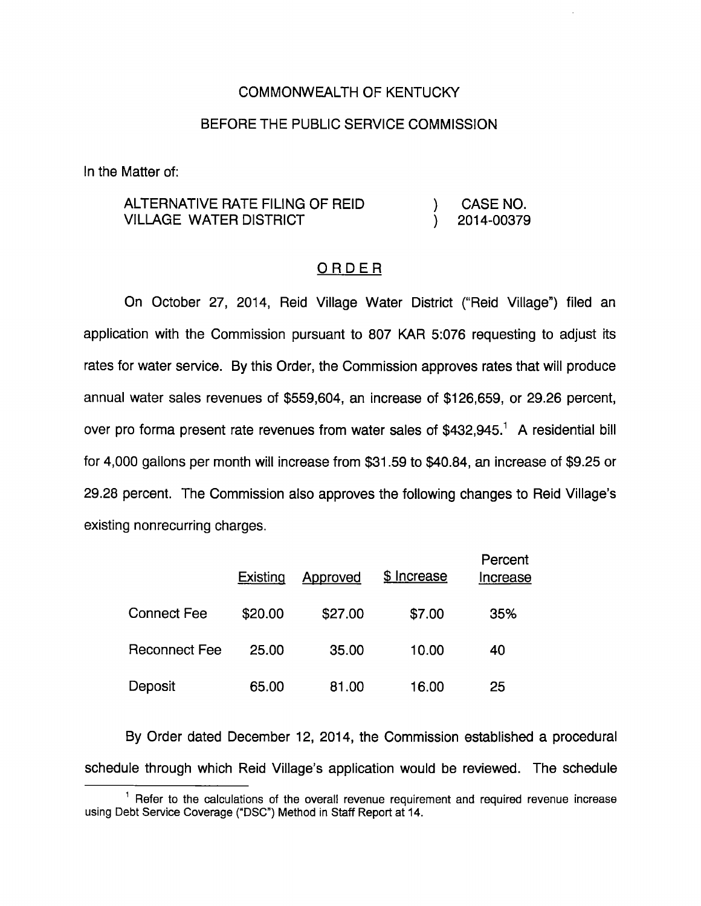COMMONWEALTH OF KENTUCKY

BEFORE THE PUBLIC SERVICE COMMISSION

In the Matter of:

ALTERNATIVE RATE FILING OF REID VILLAGE WATER DISTRICT ) CASE NO. 2014-00379

ORDER

On October 27, 2014, Reid Village Water District ("Reid Village") filed an application with the Commission pursuant to 807 KAR 5:076 requesting to adjust its rates for water service. By this Order, the Commission approves rates that will produce annual water sales revenues of $559,604, an increase of $126,659, or 29.26 percent, over pro forma present rate revenues from water sales of $432,945.[1] A residential bill for 4,000 gallons per month will increase from $31.59 to $40.84, an increase of $9.25 or 29.28 percent. The Commission also approves the following changes to Reid Village's existing nonrecurring charges.

| | Existing | Approved | $ Increase | Percent Increase |
|---|---|---|---|---|
| Connect Fee | $20.00 | $27.00 | $7.00 | 35% |
| Reconnect Fee | 25.00 | 35.00 | 10.00 | 40 |
| Deposit | 65.00 | 81.00 | 16.00 | 25 |

By Order dated December 12, 2014, the Commission established a procedural schedule through which Reid Village's application would be reviewed. The schedule

[1] Refer to the calculations of the overall revenue requirement and required revenue increase using Debt Service Coverage ("DSC") Method in Staff Report at 14.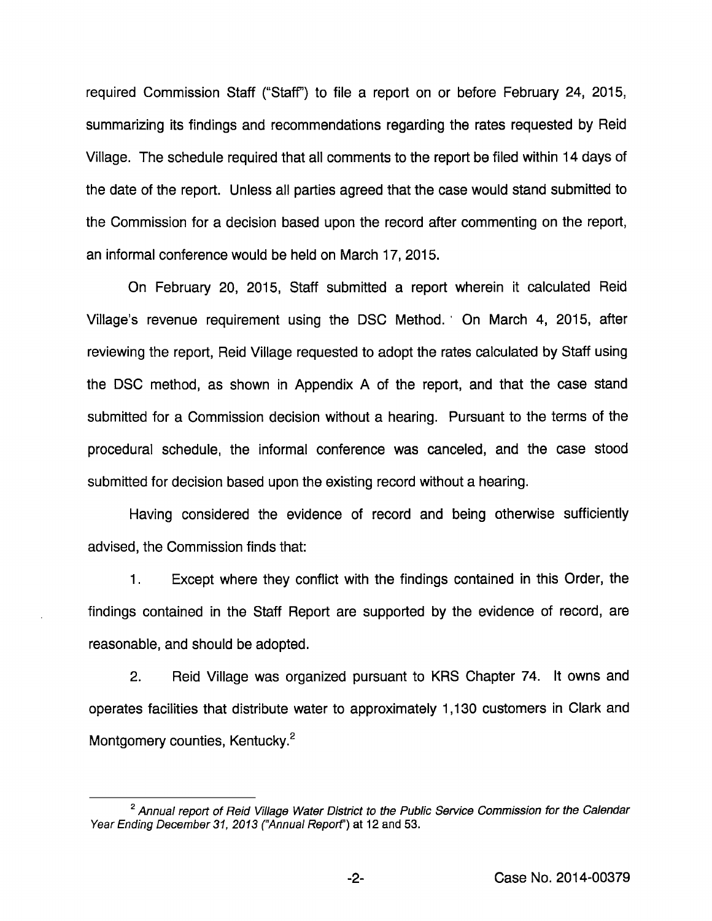required Commission Staff ("Staff") to file a report on or before February 24, 2015, summarizing its findings and recommendations regarding the rates requested by Reid Village. The schedule required that all comments to the report be filed within 14 days of the date of the report. Unless all parties agreed that the case would stand submitted to the Commission for a decision based upon the record after commenting on the report, an informal conference would be held on March 17, 2015.

On February 20, 2015, Staff submitted a report wherein it calculated Reid Village's revenue requirement using the DSC Method. On March 4, 2015, after reviewing the report, Reid Village requested to adopt the rates calculated by Staff using the DSC method, as shown in Appendix A of the report, and that the case stand submitted for a Commission decision without a hearing. Pursuant to the terms of the procedural schedule, the informal conference was canceled, and the case stood submitted for decision based upon the existing record without a hearing.

Having considered the evidence of record and being otherwise sufficiently advised, the Commission finds that:

1. Except where they conflict with the findings contained in this Order, the findings contained in the Staff Report are supported by the evidence of record, are reasonable, and should be adopted.

2. Reid Village was organized pursuant to KRS Chapter 74. It owns and operates facilities that distribute water to approximately 1,130 customers in Clark and Montgomery counties, Kentucky.[2]

---

[2] *Annual report of Reid Village Water District to the Public Service Commission for the Calendar Year Ending December 31, 2013 ("Annual Report")* at 12 and 53.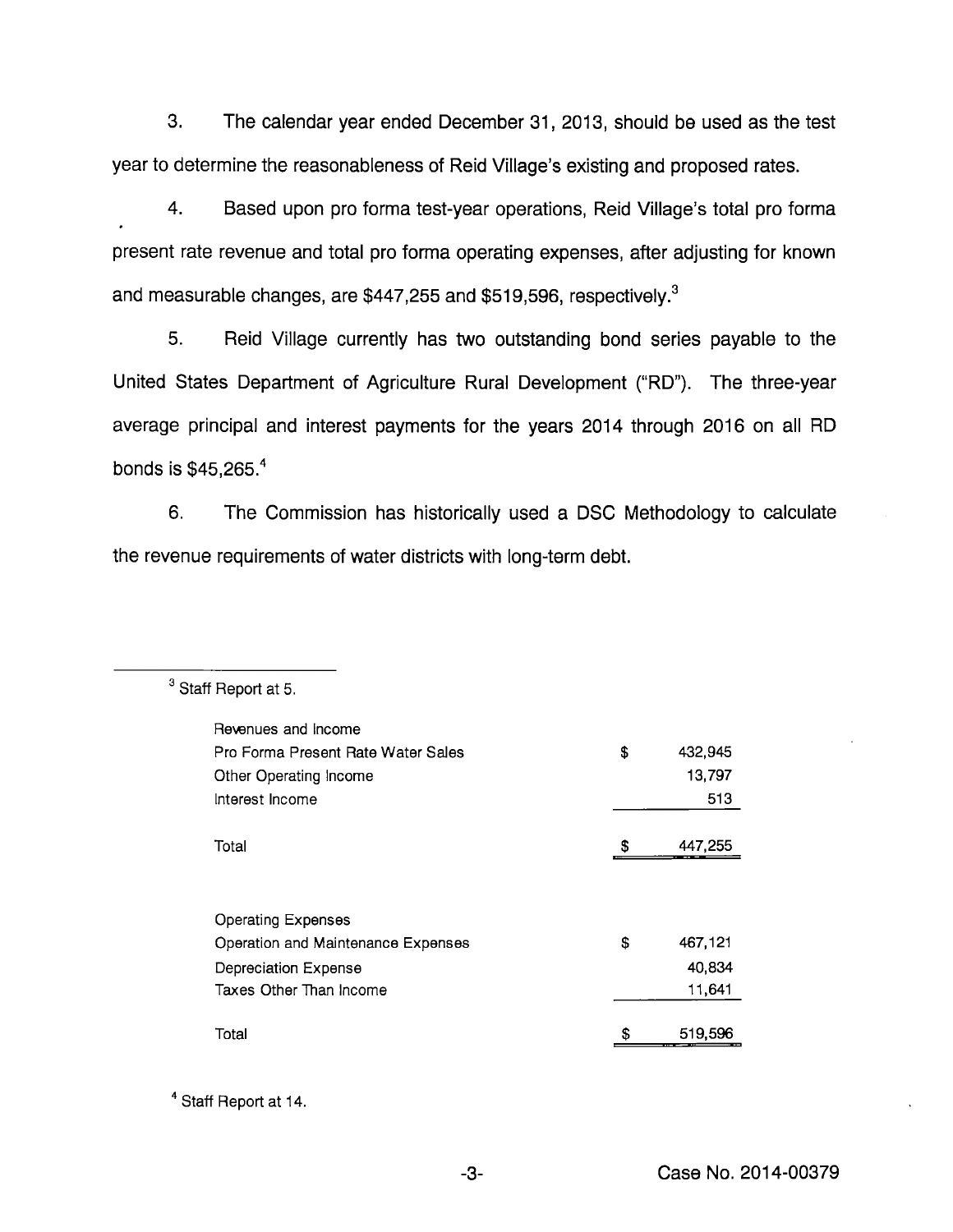3. The calendar year ended December 31, 2013, should be used as the test year to determine the reasonableness of Reid Village's existing and proposed rates.

4. Based upon pro forma test-year operations, Reid Village's total pro forma present rate revenue and total pro forma operating expenses, after adjusting for known and measurable changes, are $447,255 and $519,596, respectively.[3]

5. Reid Village currently has two outstanding bond series payable to the United States Department of Agriculture Rural Development ("RD"). The three-year average principal and interest payments for the years 2014 through 2016 on all RD bonds is $45,265.[4]

6. The Commission has historically used a DSC Methodology to calculate the revenue requirements of water districts with long-term debt.

---

[3] Staff Report at 5.

| | |
|---|---|
| Revenues and Income | |
| Pro Forma Present Rate Water Sales | $ 432,945 |
| Other Operating Income | 13,797 |
| Interest Income | 513 |
| Total | $ 447,255 |
| | |
| Operating Expenses | |
| Operation and Maintenance Expenses | $ 467,121 |
| Depreciation Expense | 40,834 |
| Taxes Other Than Income | 11,641 |
| Total | $ 519,596 |

[4] Staff Report at 14.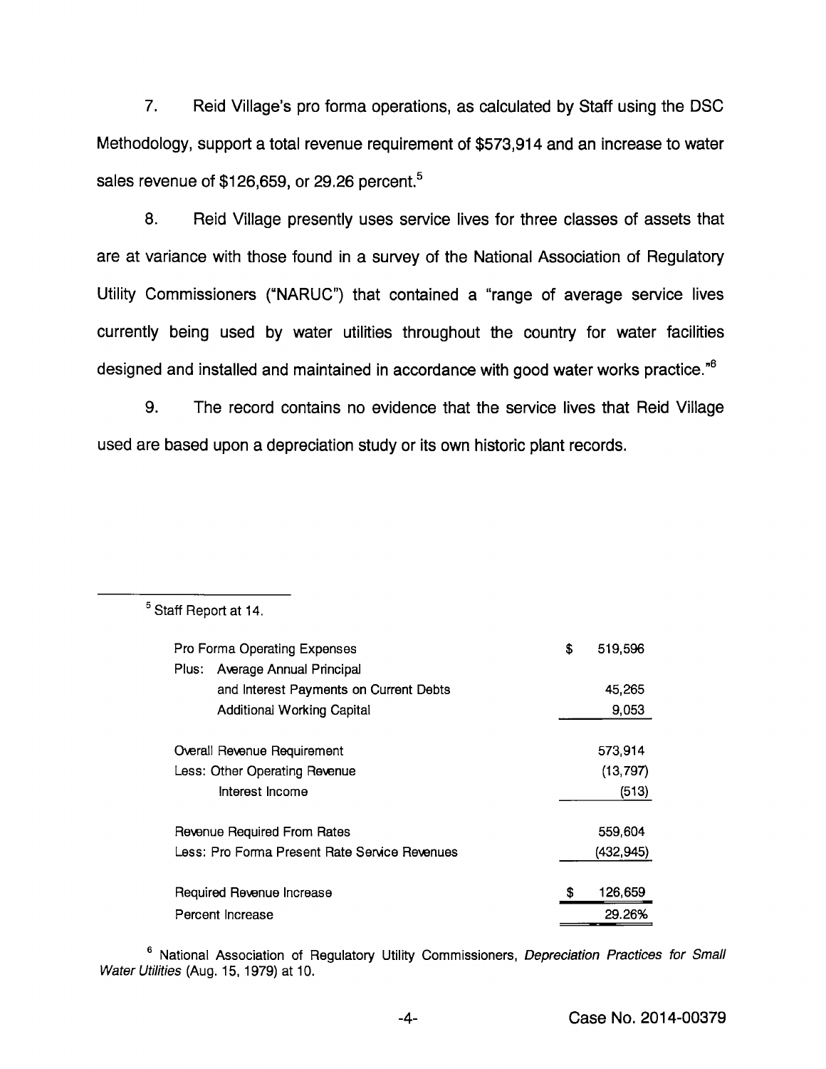7. Reid Village's pro forma operations, as calculated by Staff using the DSC Methodology, support a total revenue requirement of $573,914 and an increase to water sales revenue of $126,659, or 29.26 percent.[5]

8. Reid Village presently uses service lives for three classes of assets that are at variance with those found in a survey of the National Association of Regulatory Utility Commissioners ("NARUC") that contained a "range of average service lives currently being used by water utilities throughout the country for water facilities designed and installed and maintained in accordance with good water works practice."[6]

9. The record contains no evidence that the service lives that Reid Village used are based upon a depreciation study or its own historic plant records.

---

[5] Staff Report at 14.

| | |
|---|---|
| Pro Forma Operating Expenses | $ 519,596 |
| Plus: Average Annual Principal and Interest Payments on Current Debts | 45,265 |
| Additional Working Capital | 9,053 |
| Overall Revenue Requirement | 573,914 |
| Less: Other Operating Revenue | (13,797) |
| Interest Income | (513) |
| Revenue Required From Rates | 559,604 |
| Less: Pro Forma Present Rate Service Revenues | (432,945) |
| Required Revenue Increase | $ 126,659 |
| Percent Increase | 29.26% |

[6] National Association of Regulatory Utility Commissioners, *Depreciation Practices for Small Water Utilities* (Aug. 15, 1979) at 10.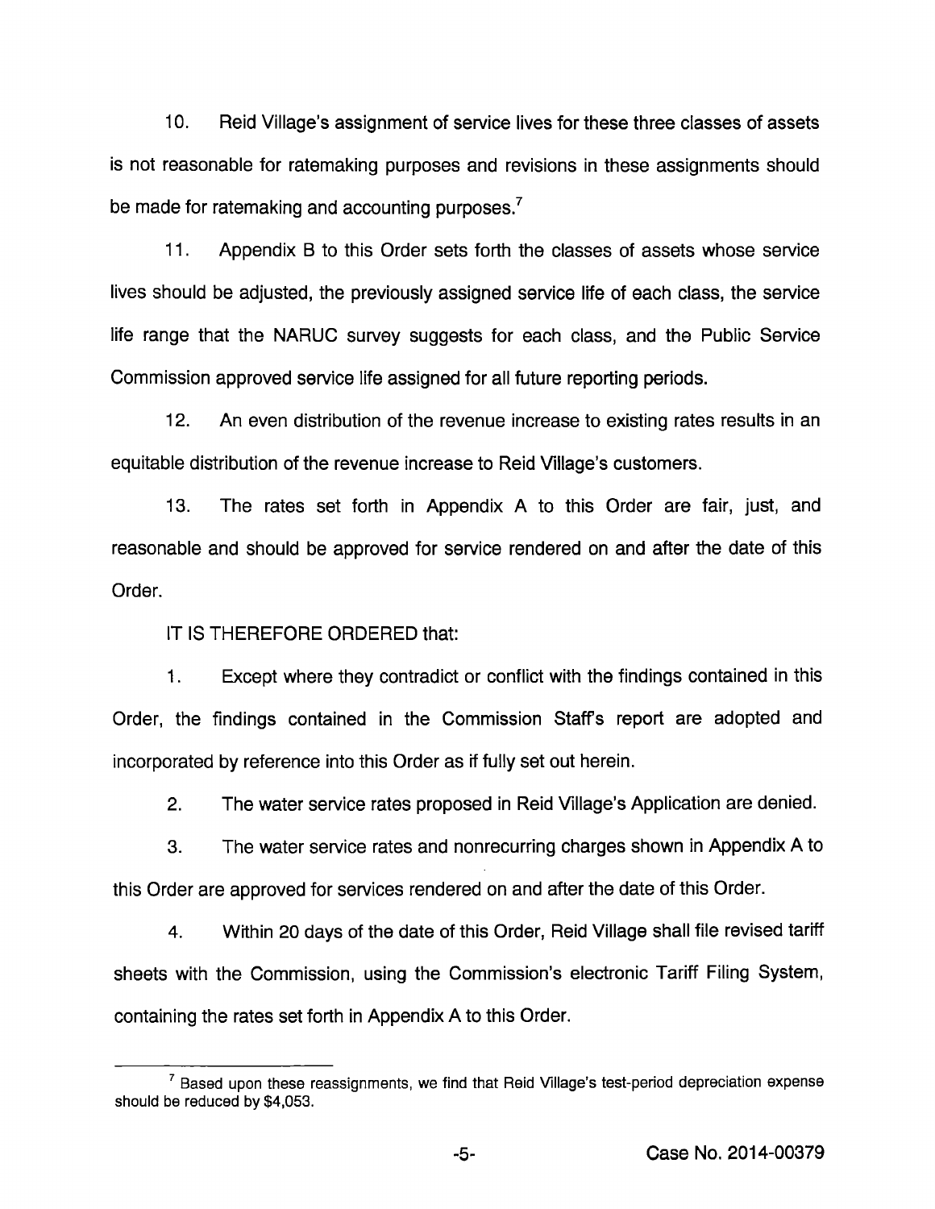10. Reid Village's assignment of service lives for these three classes of assets is not reasonable for ratemaking purposes and revisions in these assignments should be made for ratemaking and accounting purposes.[7]

11. Appendix B to this Order sets forth the classes of assets whose service lives should be adjusted, the previously assigned service life of each class, the service life range that the NARUC survey suggests for each class, and the Public Service Commission approved service life assigned for all future reporting periods.

12. An even distribution of the revenue increase to existing rates results in an equitable distribution of the revenue increase to Reid Village's customers.

13. The rates set forth in Appendix A to this Order are fair, just, and reasonable and should be approved for service rendered on and after the date of this Order.

IT IS THEREFORE ORDERED that:

1. Except where they contradict or conflict with the findings contained in this Order, the findings contained in the Commission Staff's report are adopted and incorporated by reference into this Order as if fully set out herein.

2. The water service rates proposed in Reid Village's Application are denied.

3. The water service rates and nonrecurring charges shown in Appendix A to this Order are approved for services rendered on and after the date of this Order.

4. Within 20 days of the date of this Order, Reid Village shall file revised tariff sheets with the Commission, using the Commission's electronic Tariff Filing System, containing the rates set forth in Appendix A to this Order.

---

[7] Based upon these reassignments, we find that Reid Village's test-period depreciation expense should be reduced by $4,053.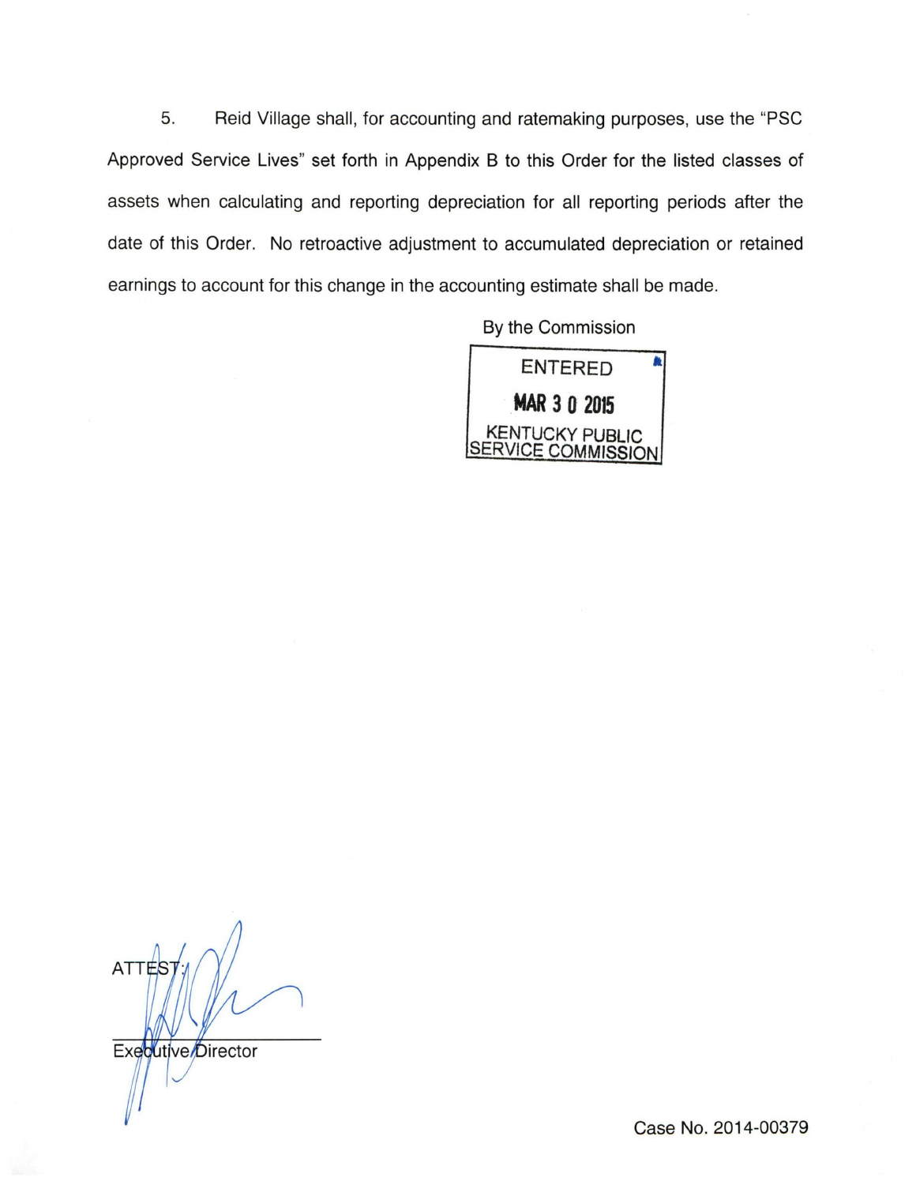5. Reid Village shall, for accounting and ratemaking purposes, use the "PSC Approved Service Lives" set forth in Appendix B to this Order for the listed classes of assets when calculating and reporting depreciation for all reporting periods after the date of this Order. No retroactive adjustment to accumulated depreciation or retained earnings to account for this change in the accounting estimate shall be made.

By the Commission

ENTERED

MAR 3 0 2015

KENTUCKY PUBLIC SERVICE COMMISSION

ATTEST:

Executive Director

Case No. 2014-00379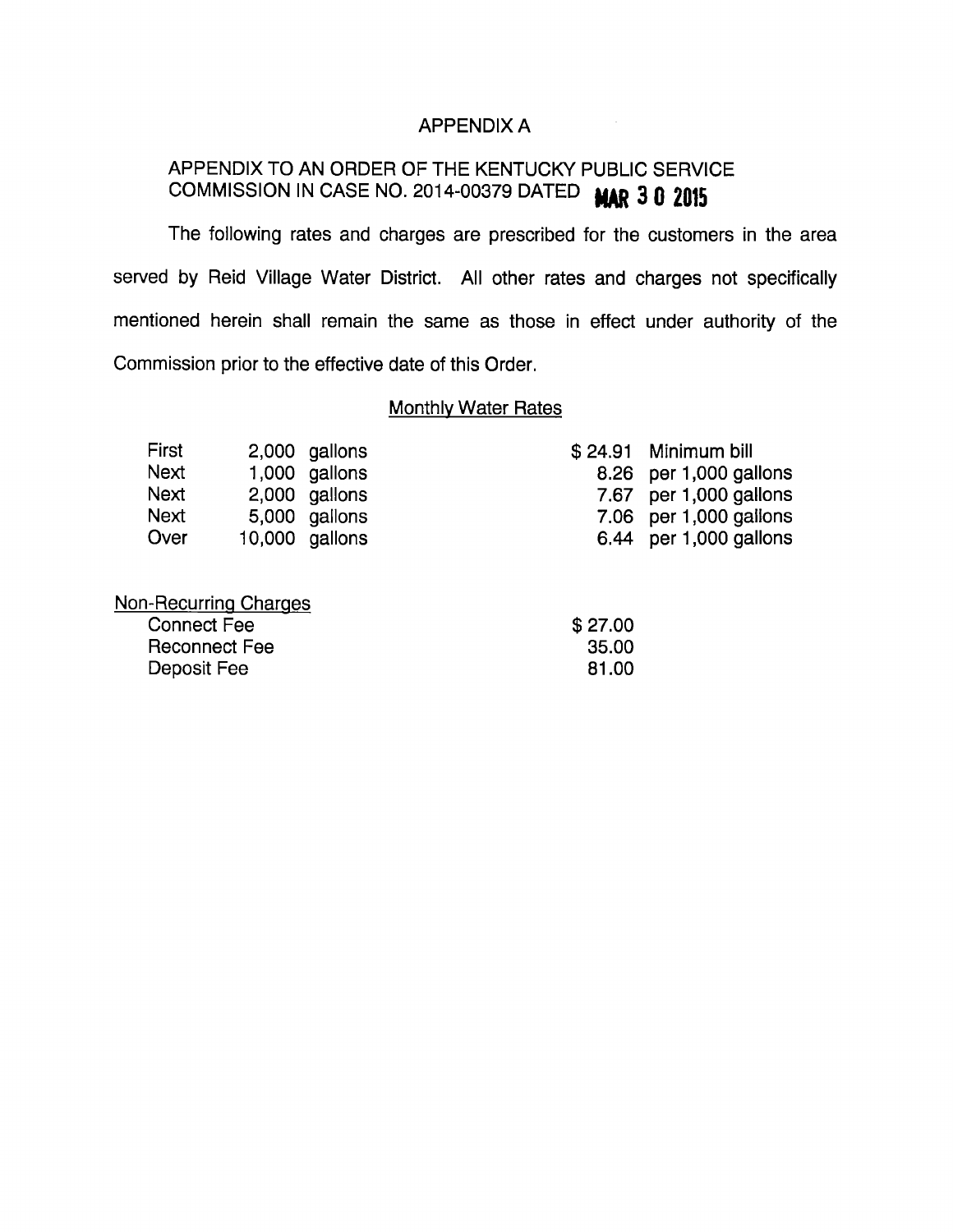# APPENDIX A

## APPENDIX TO AN ORDER OF THE KENTUCKY PUBLIC SERVICE COMMISSION IN CASE NO. 2014-00379 DATED MAR 3 0 2015

The following rates and charges are prescribed for the customers in the area served by Reid Village Water District. All other rates and charges not specifically mentioned herein shall remain the same as those in effect under authority of the Commission prior to the effective date of this Order.

### Monthly Water Rates

| | | | |
|---|---|---|---|
| First | 2,000 gallons | $ 24.91 | Minimum bill |
| Next | 1,000 gallons | 8.26 | per 1,000 gallons |
| Next | 2,000 gallons | 7.67 | per 1,000 gallons |
| Next | 5,000 gallons | 7.06 | per 1,000 gallons |
| Over | 10,000 gallons | 6.44 | per 1,000 gallons |

### Non-Recurring Charges

| | |
|---|---|
| Connect Fee | $ 27.00 |
| Reconnect Fee | 35.00 |
| Deposit Fee | 81.00 |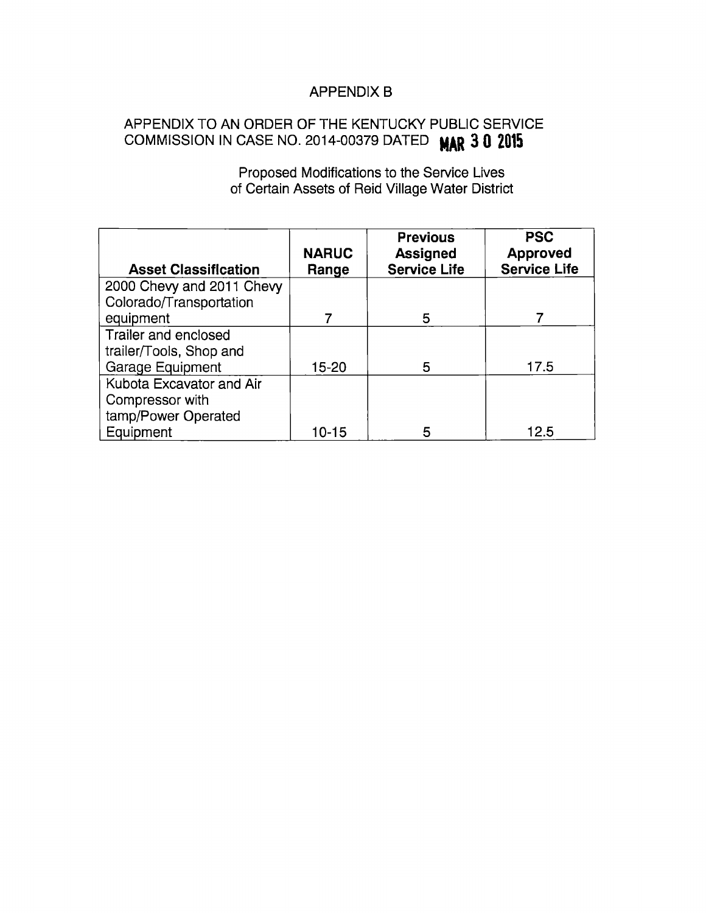# APPENDIX B

## APPENDIX TO AN ORDER OF THE KENTUCKY PUBLIC SERVICE COMMISSION IN CASE NO. 2014-00379 DATED MAR 30 2015

### Proposed Modifications to the Service Lives of Certain Assets of Reid Village Water District

| Asset Classification | NARUC Range | Previous Assigned Service Life | PSC Approved Service Life |
|---|---|---|---|
| 2000 Chevy and 2011 Chevy Colorado/Transportation equipment | 7 | 5 | 7 |
| Trailer and enclosed trailer/Tools, Shop and Garage Equipment | 15-20 | 5 | 17.5 |
| Kubota Excavator and Air Compressor with tamp/Power Operated Equipment | 10-15 | 5 | 12.5 |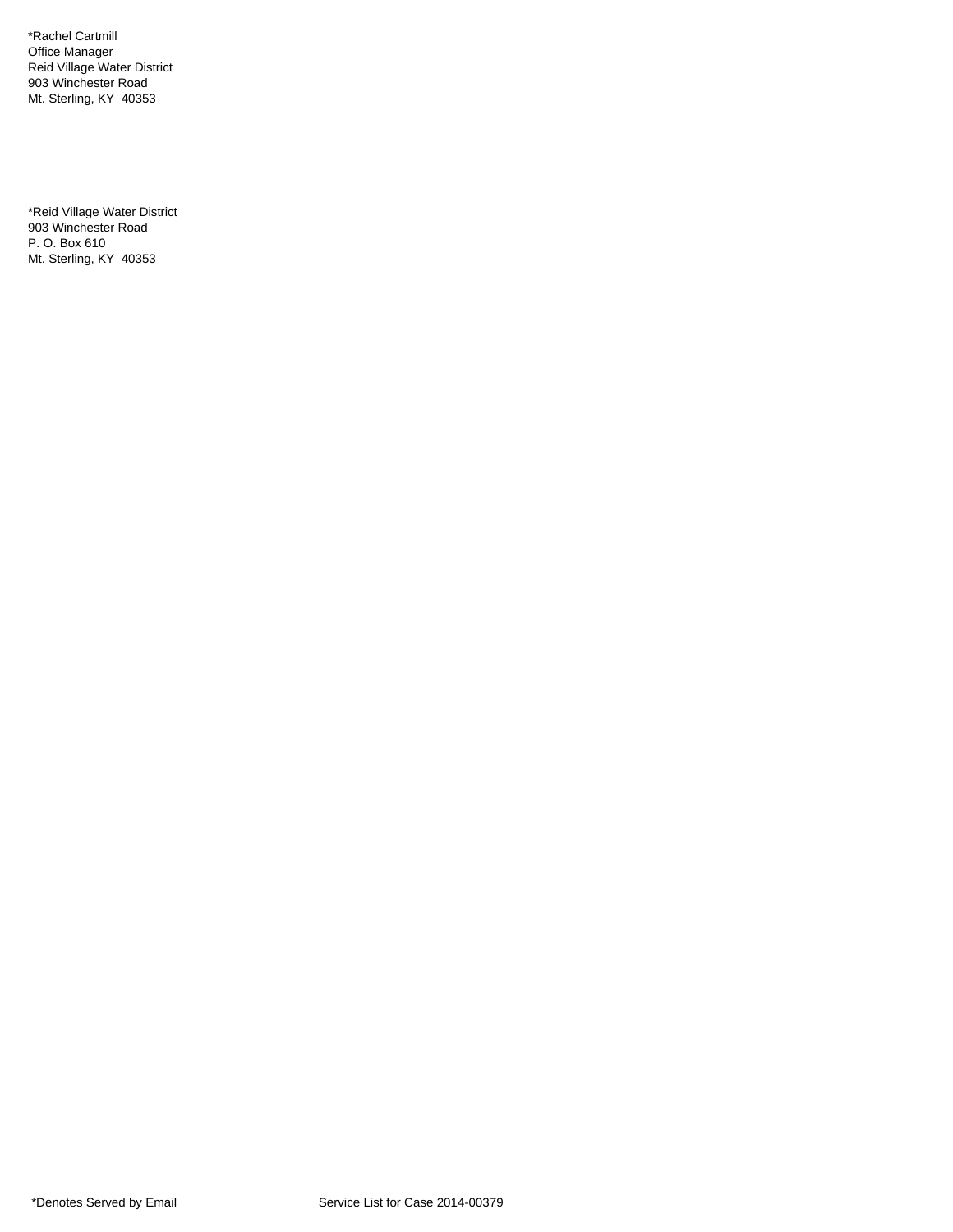*Rachel Cartmill
Office Manager
Reid Village Water District
903 Winchester Road
Mt. Sterling, KY  40353

*Reid Village Water District
903 Winchester Road
P. O. Box 610
Mt. Sterling, KY  40353

*Denotes Served by Email

Service List for Case 2014-00379